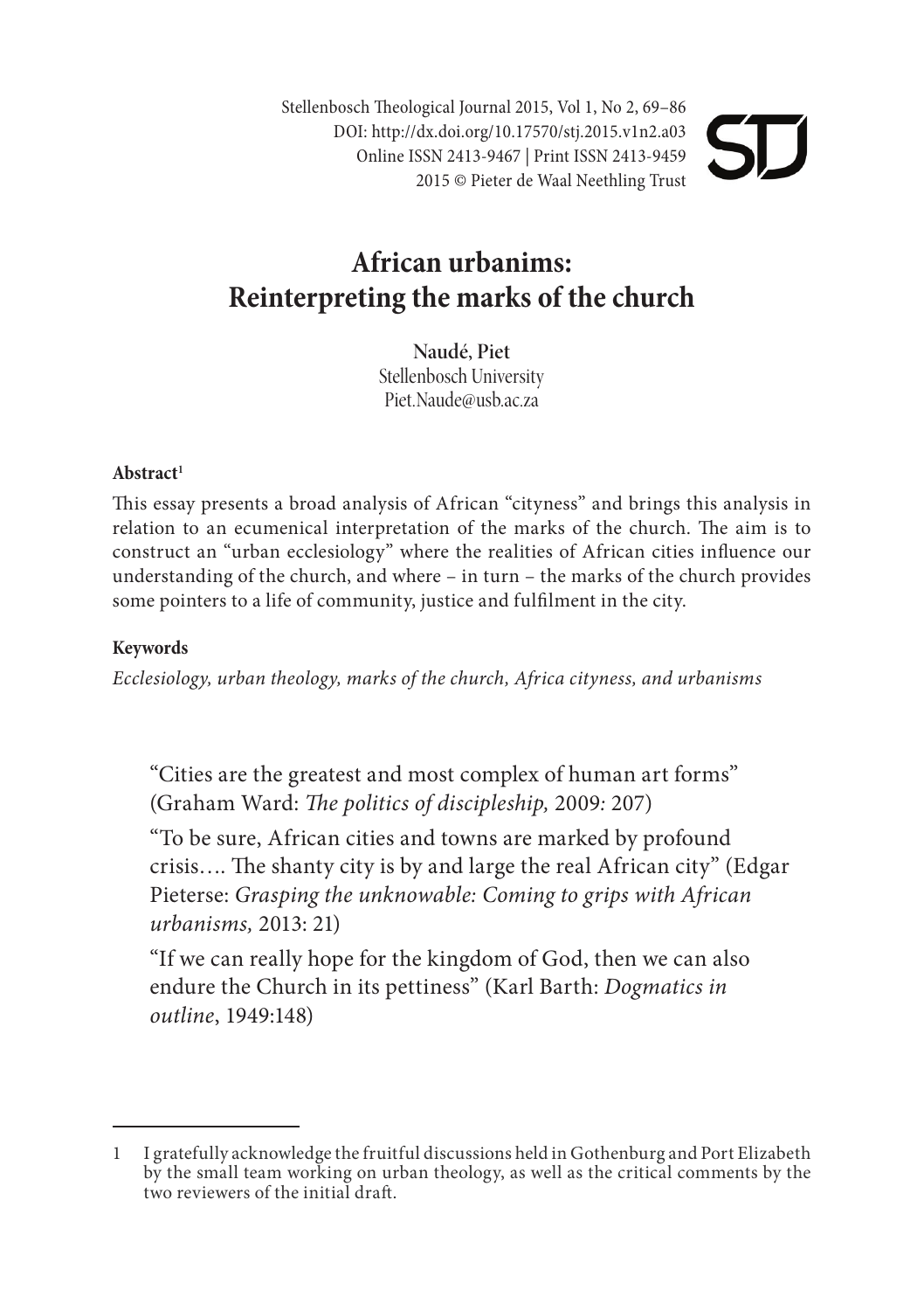# African urbanims: Reinterpreting the marks of the church

**Naudé, Piet**
Stellenbosch University
Piet.Naude@usb.ac.za

**Abstract**[1]

This essay presents a broad analysis of African "cityness" and brings this analysis in relation to an ecumenical interpretation of the marks of the church. The aim is to construct an "urban ecclesiology" where the realities of African cities influence our understanding of the church, and where – in turn – the marks of the church provides some pointers to a life of community, justice and fulfilment in the city.

**Keywords**

*Ecclesiology, urban theology, marks of the church, Africa cityness, and urbanisms*

> "Cities are the greatest and most complex of human art forms" (Graham Ward: *The politics of discipleship,* 2009: 207)
>
> "To be sure, African cities and towns are marked by profound crisis…. The shanty city is by and large the real African city" (Edgar Pieterse: *Grasping the unknowable: Coming to grips with African urbanisms,* 2013: 21)
>
> "If we can really hope for the kingdom of God, then we can also endure the Church in its pettiness" (Karl Barth: *Dogmatics in outline*, 1949:148)

---

1 I gratefully acknowledge the fruitful discussions held in Gothenburg and Port Elizabeth by the small team working on urban theology, as well as the critical comments by the two reviewers of the initial draft.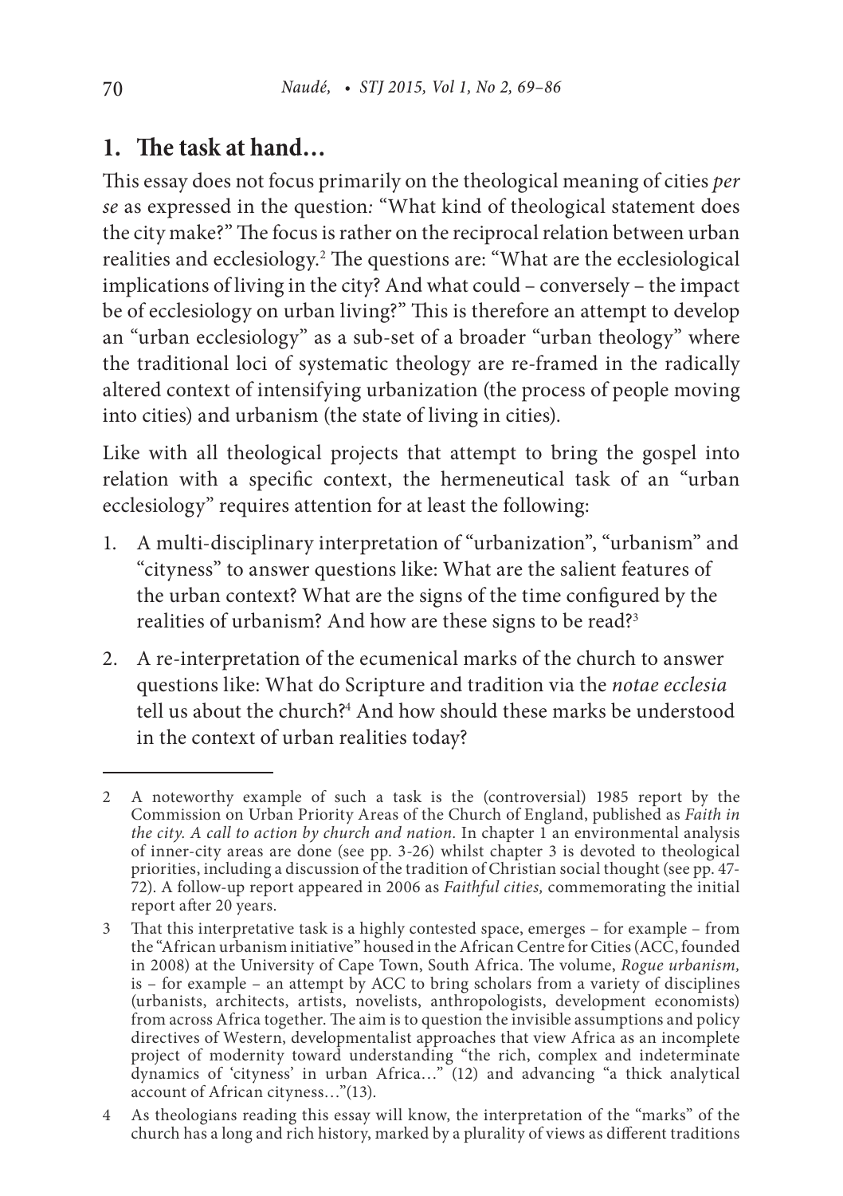## 1. The task at hand…

This essay does not focus primarily on the theological meaning of cities *per se* as expressed in the question*:* "What kind of theological statement does the city make?" The focus is rather on the reciprocal relation between urban realities and ecclesiology.[2] The questions are: "What are the ecclesiological implications of living in the city? And what could – conversely – the impact be of ecclesiology on urban living?" This is therefore an attempt to develop an "urban ecclesiology" as a sub-set of a broader "urban theology" where the traditional loci of systematic theology are re-framed in the radically altered context of intensifying urbanization (the process of people moving into cities) and urbanism (the state of living in cities).

Like with all theological projects that attempt to bring the gospel into relation with a specific context, the hermeneutical task of an "urban ecclesiology" requires attention for at least the following:

1. A multi-disciplinary interpretation of "urbanization", "urbanism" and "cityness" to answer questions like: What are the salient features of the urban context? What are the signs of the time configured by the realities of urbanism? And how are these signs to be read?[3]
2. A re-interpretation of the ecumenical marks of the church to answer questions like: What do Scripture and tradition via the *notae ecclesia* tell us about the church?[4] And how should these marks be understood in the context of urban realities today?

---

2 A noteworthy example of such a task is the (controversial) 1985 report by the Commission on Urban Priority Areas of the Church of England, published as *Faith in the city. A call to action by church and nation.* In chapter 1 an environmental analysis of inner-city areas are done (see pp. 3-26) whilst chapter 3 is devoted to theological priorities, including a discussion of the tradition of Christian social thought (see pp. 47-72). A follow-up report appeared in 2006 as *Faithful cities,* commemorating the initial report after 20 years.

3 That this interpretative task is a highly contested space, emerges – for example – from the "African urbanism initiative" housed in the African Centre for Cities (ACC, founded in 2008) at the University of Cape Town, South Africa. The volume, *Rogue urbanism,* is – for example – an attempt by ACC to bring scholars from a variety of disciplines (urbanists, architects, artists, novelists, anthropologists, development economists) from across Africa together. The aim is to question the invisible assumptions and policy directives of Western, developmentalist approaches that view Africa as an incomplete project of modernity toward understanding "the rich, complex and indeterminate dynamics of 'cityness' in urban Africa…" (12) and advancing "a thick analytical account of African cityness…"(13).

4 As theologians reading this essay will know, the interpretation of the "marks" of the church has a long and rich history, marked by a plurality of views as different traditions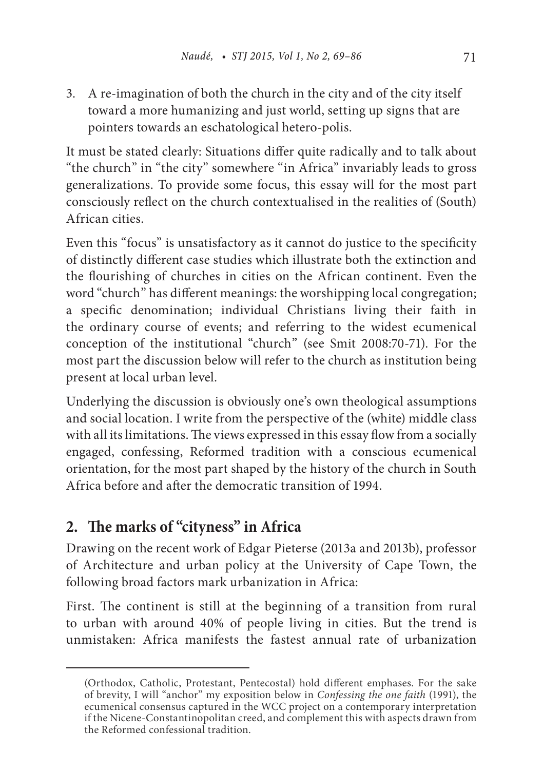3. A re-imagination of both the church in the city and of the city itself toward a more humanizing and just world, setting up signs that are pointers towards an eschatological hetero-polis.

It must be stated clearly: Situations differ quite radically and to talk about "the church" in "the city" somewhere "in Africa" invariably leads to gross generalizations. To provide some focus, this essay will for the most part consciously reflect on the church contextualised in the realities of (South) African cities.

Even this "focus" is unsatisfactory as it cannot do justice to the specificity of distinctly different case studies which illustrate both the extinction and the flourishing of churches in cities on the African continent. Even the word "church" has different meanings: the worshipping local congregation; a specific denomination; individual Christians living their faith in the ordinary course of events; and referring to the widest ecumenical conception of the institutional "church" (see Smit 2008:70-71). For the most part the discussion below will refer to the church as institution being present at local urban level.

Underlying the discussion is obviously one's own theological assumptions and social location. I write from the perspective of the (white) middle class with all its limitations. The views expressed in this essay flow from a socially engaged, confessing, Reformed tradition with a conscious ecumenical orientation, for the most part shaped by the history of the church in South Africa before and after the democratic transition of 1994.

## 2. The marks of "cityness" in Africa

Drawing on the recent work of Edgar Pieterse (2013a and 2013b), professor of Architecture and urban policy at the University of Cape Town, the following broad factors mark urbanization in Africa:

First. The continent is still at the beginning of a transition from rural to urban with around 40% of people living in cities. But the trend is unmistaken: Africa manifests the fastest annual rate of urbanization

---

(Orthodox, Catholic, Protestant, Pentecostal) hold different emphases. For the sake of brevity, I will "anchor" my exposition below in *Confessing the one faith* (1991), the ecumenical consensus captured in the WCC project on a contemporary interpretation if the Nicene-Constantinopolitan creed, and complement this with aspects drawn from the Reformed confessional tradition.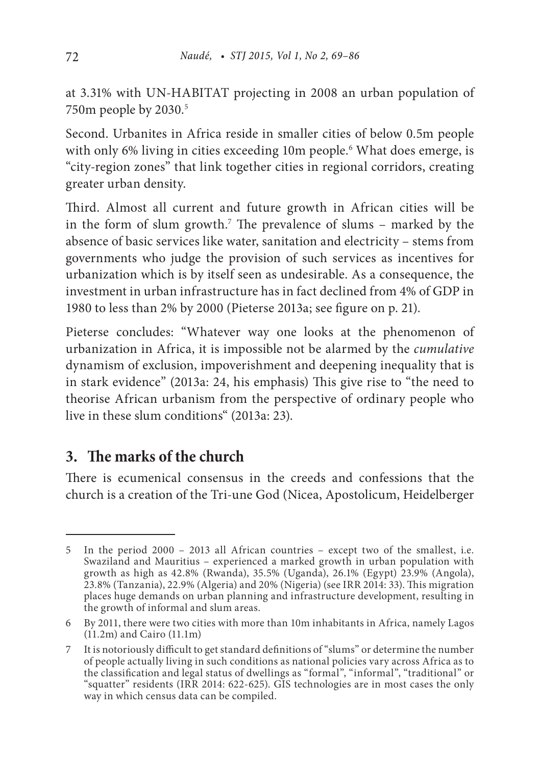at 3.31% with UN-HABITAT projecting in 2008 an urban population of 750m people by 2030.[5]

Second. Urbanites in Africa reside in smaller cities of below 0.5m people with only 6% living in cities exceeding 10m people.[6] What does emerge, is "city-region zones" that link together cities in regional corridors, creating greater urban density.

Third. Almost all current and future growth in African cities will be in the form of slum growth.[7] The prevalence of slums – marked by the absence of basic services like water, sanitation and electricity – stems from governments who judge the provision of such services as incentives for urbanization which is by itself seen as undesirable. As a consequence, the investment in urban infrastructure has in fact declined from 4% of GDP in 1980 to less than 2% by 2000 (Pieterse 2013a; see figure on p. 21).

Pieterse concludes: "Whatever way one looks at the phenomenon of urbanization in Africa, it is impossible not be alarmed by the *cumulative* dynamism of exclusion, impoverishment and deepening inequality that is in stark evidence" (2013a: 24, his emphasis) This give rise to "the need to theorise African urbanism from the perspective of ordinary people who live in these slum conditions" (2013a: 23).

## 3. The marks of the church

There is ecumenical consensus in the creeds and confessions that the church is a creation of the Tri-une God (Nicea, Apostolicum, Heidelberger

---

5 In the period 2000 – 2013 all African countries – except two of the smallest, i.e. Swaziland and Mauritius – experienced a marked growth in urban population with growth as high as 42.8% (Rwanda), 35.5% (Uganda), 26.1% (Egypt) 23.9% (Angola), 23.8% (Tanzania), 22.9% (Algeria) and 20% (Nigeria) (see IRR 2014: 33). This migration places huge demands on urban planning and infrastructure development, resulting in the growth of informal and slum areas.

6 By 2011, there were two cities with more than 10m inhabitants in Africa, namely Lagos (11.2m) and Cairo (11.1m)

7 It is notoriously difficult to get standard definitions of "slums" or determine the number of people actually living in such conditions as national policies vary across Africa as to the classification and legal status of dwellings as "formal", "informal", "traditional" or "squatter" residents (IRR 2014: 622-625). GIS technologies are in most cases the only way in which census data can be compiled.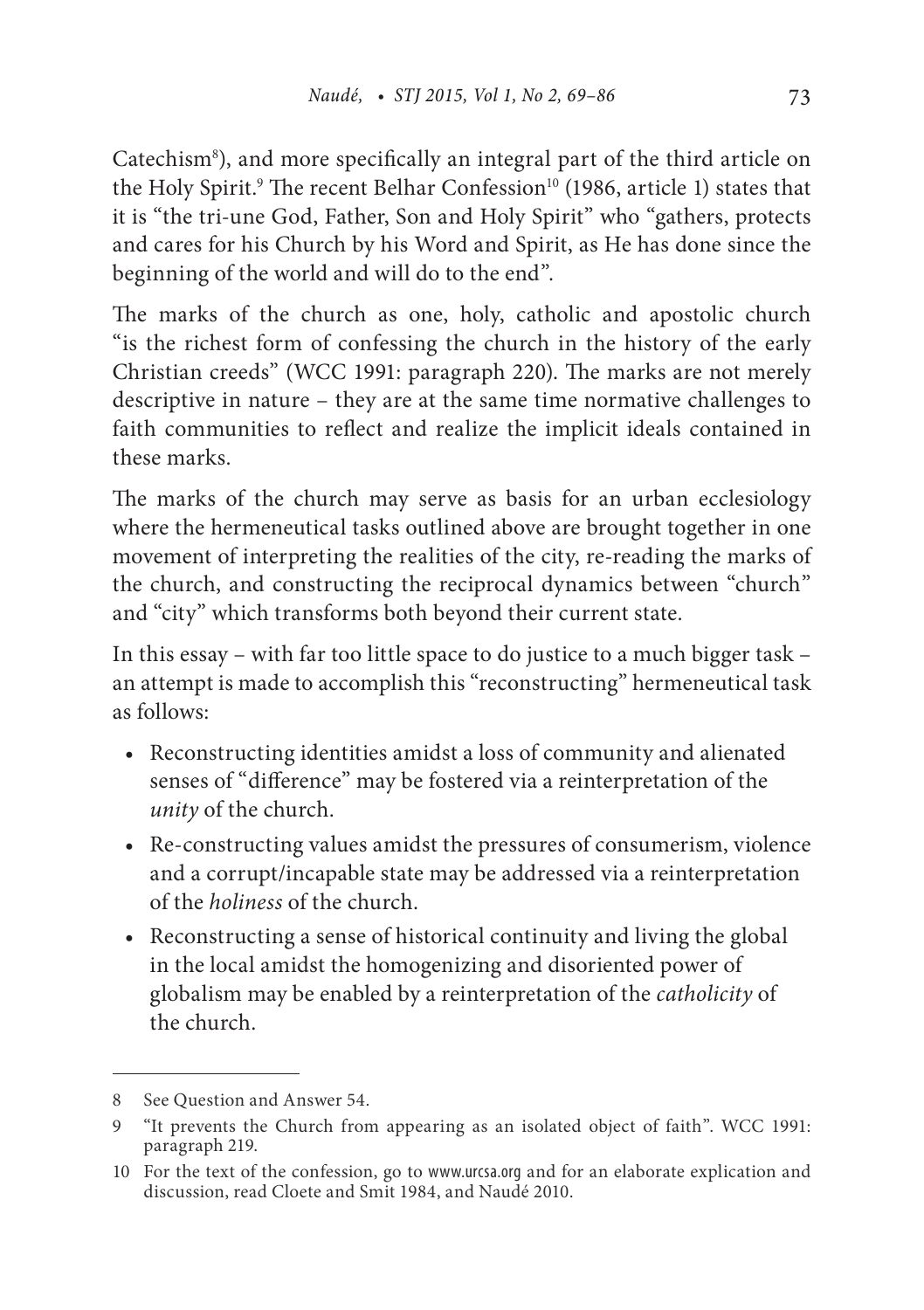Catechism[8]), and more specifically an integral part of the third article on the Holy Spirit.[9] The recent Belhar Confession[10] (1986, article 1) states that it is "the tri-une God, Father, Son and Holy Spirit" who "gathers, protects and cares for his Church by his Word and Spirit, as He has done since the beginning of the world and will do to the end".

The marks of the church as one, holy, catholic and apostolic church "is the richest form of confessing the church in the history of the early Christian creeds" (WCC 1991: paragraph 220). The marks are not merely descriptive in nature – they are at the same time normative challenges to faith communities to reflect and realize the implicit ideals contained in these marks.

The marks of the church may serve as basis for an urban ecclesiology where the hermeneutical tasks outlined above are brought together in one movement of interpreting the realities of the city, re-reading the marks of the church, and constructing the reciprocal dynamics between "church" and "city" which transforms both beyond their current state.

In this essay – with far too little space to do justice to a much bigger task – an attempt is made to accomplish this "reconstructing" hermeneutical task as follows:

- Reconstructing identities amidst a loss of community and alienated senses of "difference" may be fostered via a reinterpretation of the *unity* of the church.
- Re-constructing values amidst the pressures of consumerism, violence and a corrupt/incapable state may be addressed via a reinterpretation of the *holiness* of the church.
- Reconstructing a sense of historical continuity and living the global in the local amidst the homogenizing and disoriented power of globalism may be enabled by a reinterpretation of the *catholicity* of the church.

---

8 See Question and Answer 54.

9 "It prevents the Church from appearing as an isolated object of faith". WCC 1991: paragraph 219.

10 For the text of the confession, go to www.urcsa.org and for an elaborate explication and discussion, read Cloete and Smit 1984, and Naudé 2010.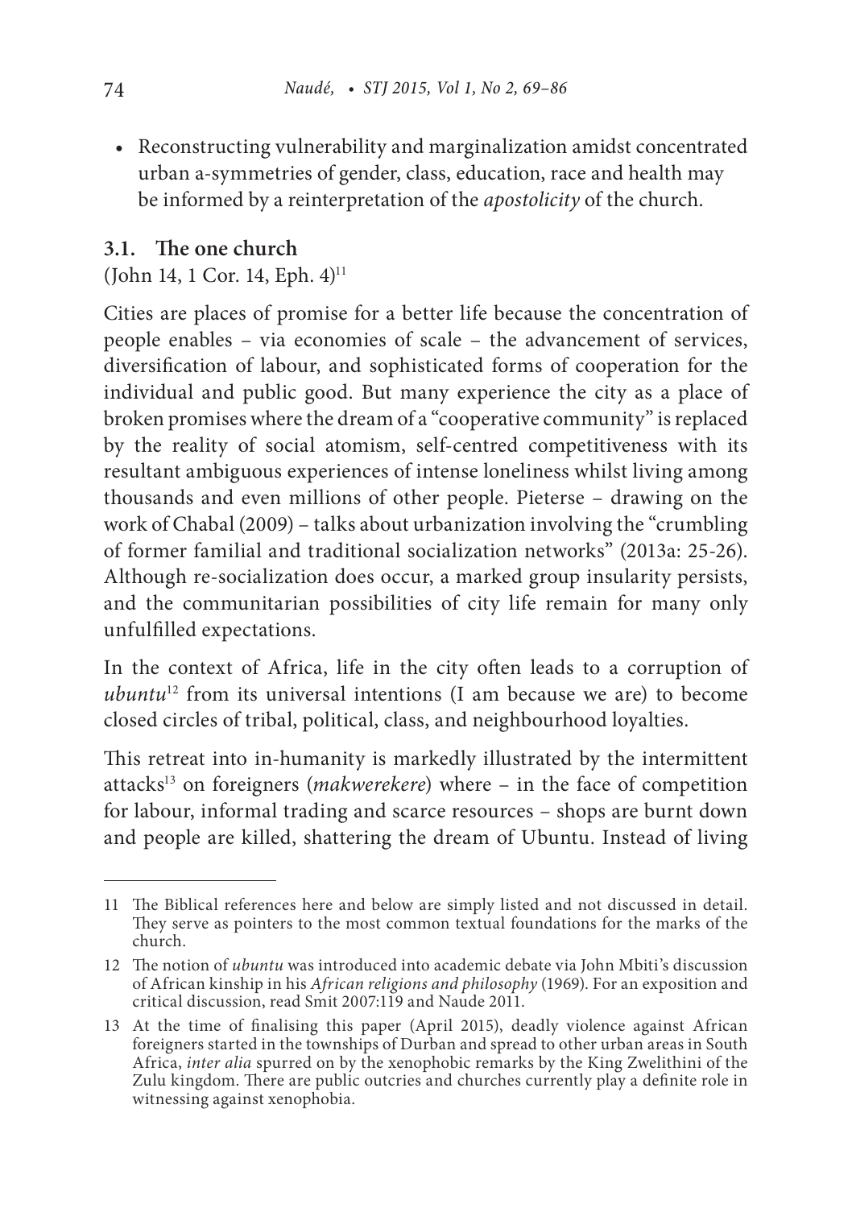- Reconstructing vulnerability and marginalization amidst concentrated urban a-symmetries of gender, class, education, race and health may be informed by a reinterpretation of the *apostolicity* of the church.

### 3.1. The one church

(John 14, 1 Cor. 14, Eph. 4)[11]

Cities are places of promise for a better life because the concentration of people enables – via economies of scale – the advancement of services, diversification of labour, and sophisticated forms of cooperation for the individual and public good. But many experience the city as a place of broken promises where the dream of a "cooperative community" is replaced by the reality of social atomism, self-centred competitiveness with its resultant ambiguous experiences of intense loneliness whilst living among thousands and even millions of other people. Pieterse – drawing on the work of Chabal (2009) – talks about urbanization involving the "crumbling of former familial and traditional socialization networks" (2013a: 25-26). Although re-socialization does occur, a marked group insularity persists, and the communitarian possibilities of city life remain for many only unfulfilled expectations.

In the context of Africa, life in the city often leads to a corruption of *ubuntu*[12] from its universal intentions (I am because we are) to become closed circles of tribal, political, class, and neighbourhood loyalties.

This retreat into in-humanity is markedly illustrated by the intermittent attacks[13] on foreigners (*makwerekere*) where – in the face of competition for labour, informal trading and scarce resources – shops are burnt down and people are killed, shattering the dream of Ubuntu. Instead of living

---

11 The Biblical references here and below are simply listed and not discussed in detail. They serve as pointers to the most common textual foundations for the marks of the church.

12 The notion of *ubuntu* was introduced into academic debate via John Mbiti's discussion of African kinship in his *African religions and philosophy* (1969). For an exposition and critical discussion, read Smit 2007:119 and Naude 2011.

13 At the time of finalising this paper (April 2015), deadly violence against African foreigners started in the townships of Durban and spread to other urban areas in South Africa, *inter alia* spurred on by the xenophobic remarks by the King Zwelithini of the Zulu kingdom. There are public outcries and churches currently play a definite role in witnessing against xenophobia.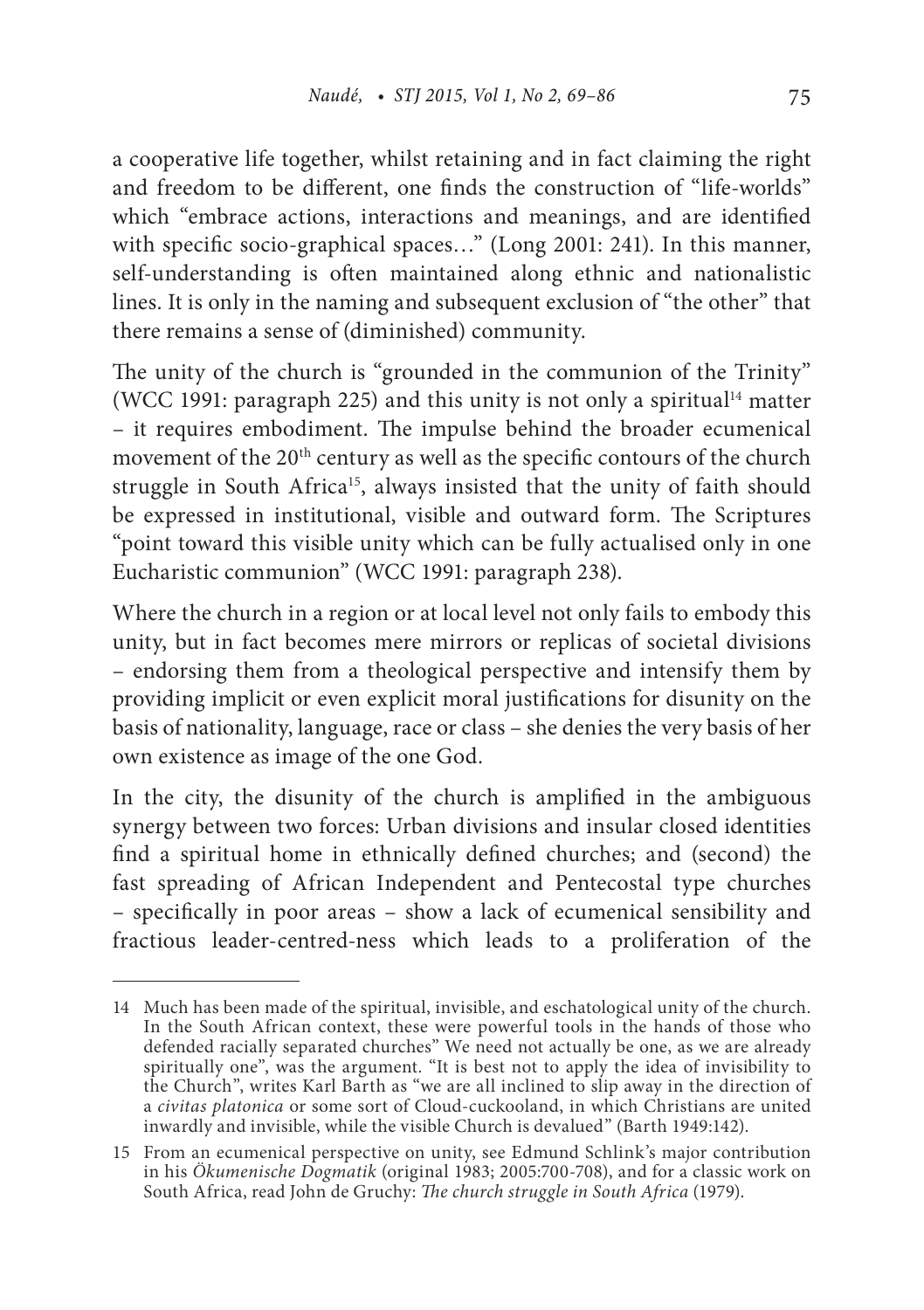a cooperative life together, whilst retaining and in fact claiming the right and freedom to be different, one finds the construction of "life-worlds" which "embrace actions, interactions and meanings, and are identified with specific socio-graphical spaces…" (Long 2001: 241). In this manner, self-understanding is often maintained along ethnic and nationalistic lines. It is only in the naming and subsequent exclusion of "the other" that there remains a sense of (diminished) community.

The unity of the church is "grounded in the communion of the Trinity" (WCC 1991: paragraph 225) and this unity is not only a spiritual[14] matter – it requires embodiment. The impulse behind the broader ecumenical movement of the 20th century as well as the specific contours of the church struggle in South Africa[15], always insisted that the unity of faith should be expressed in institutional, visible and outward form. The Scriptures "point toward this visible unity which can be fully actualised only in one Eucharistic communion" (WCC 1991: paragraph 238).

Where the church in a region or at local level not only fails to embody this unity, but in fact becomes mere mirrors or replicas of societal divisions – endorsing them from a theological perspective and intensify them by providing implicit or even explicit moral justifications for disunity on the basis of nationality, language, race or class – she denies the very basis of her own existence as image of the one God.

In the city, the disunity of the church is amplified in the ambiguous synergy between two forces: Urban divisions and insular closed identities find a spiritual home in ethnically defined churches; and (second) the fast spreading of African Independent and Pentecostal type churches – specifically in poor areas – show a lack of ecumenical sensibility and fractious leader-centred-ness which leads to a proliferation of the

---

14 Much has been made of the spiritual, invisible, and eschatological unity of the church. In the South African context, these were powerful tools in the hands of those who defended racially separated churches" We need not actually be one, as we are already spiritually one", was the argument. "It is best not to apply the idea of invisibility to the Church", writes Karl Barth as "we are all inclined to slip away in the direction of a *civitas platonica* or some sort of Cloud-cuckooland, in which Christians are united inwardly and invisible, while the visible Church is devalued" (Barth 1949:142).

15 From an ecumenical perspective on unity, see Edmund Schlink's major contribution in his *Ökumenische Dogmatik* (original 1983; 2005:700-708), and for a classic work on South Africa, read John de Gruchy: *The church struggle in South Africa* (1979).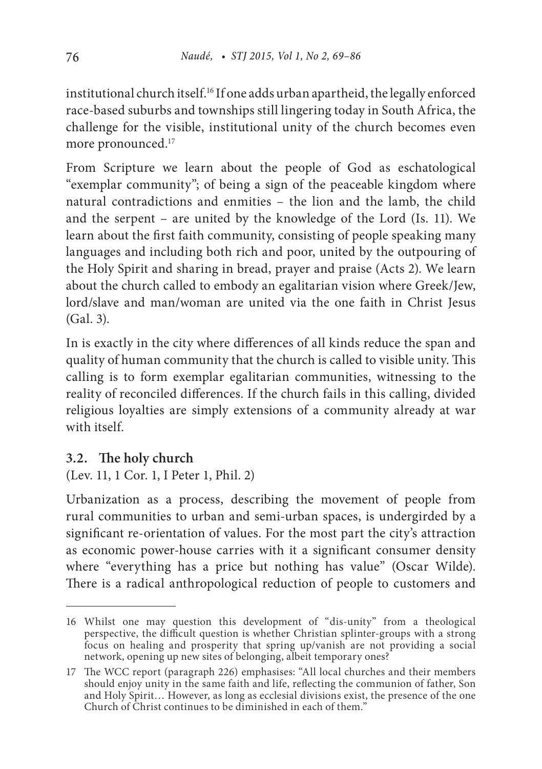institutional church itself.[16] If one adds urban apartheid, the legally enforced race-based suburbs and townships still lingering today in South Africa, the challenge for the visible, institutional unity of the church becomes even more pronounced.[17]

From Scripture we learn about the people of God as eschatological "exemplar community"; of being a sign of the peaceable kingdom where natural contradictions and enmities – the lion and the lamb, the child and the serpent – are united by the knowledge of the Lord (Is. 11). We learn about the first faith community, consisting of people speaking many languages and including both rich and poor, united by the outpouring of the Holy Spirit and sharing in bread, prayer and praise (Acts 2). We learn about the church called to embody an egalitarian vision where Greek/Jew, lord/slave and man/woman are united via the one faith in Christ Jesus (Gal. 3).

In is exactly in the city where differences of all kinds reduce the span and quality of human community that the church is called to visible unity. This calling is to form exemplar egalitarian communities, witnessing to the reality of reconciled differences. If the church fails in this calling, divided religious loyalties are simply extensions of a community already at war with itself.

### 3.2. The holy church

(Lev. 11, 1 Cor. 1, I Peter 1, Phil. 2)

Urbanization as a process, describing the movement of people from rural communities to urban and semi-urban spaces, is undergirded by a significant re-orientation of values. For the most part the city's attraction as economic power-house carries with it a significant consumer density where "everything has a price but nothing has value" (Oscar Wilde). There is a radical anthropological reduction of people to customers and

---

16 Whilst one may question this development of "dis-unity" from a theological perspective, the difficult question is whether Christian splinter-groups with a strong focus on healing and prosperity that spring up/vanish are not providing a social network, opening up new sites of belonging, albeit temporary ones?

17 The WCC report (paragraph 226) emphasises: "All local churches and their members should enjoy unity in the same faith and life, reflecting the communion of father, Son and Holy Spirit… However, as long as ecclesial divisions exist, the presence of the one Church of Christ continues to be diminished in each of them."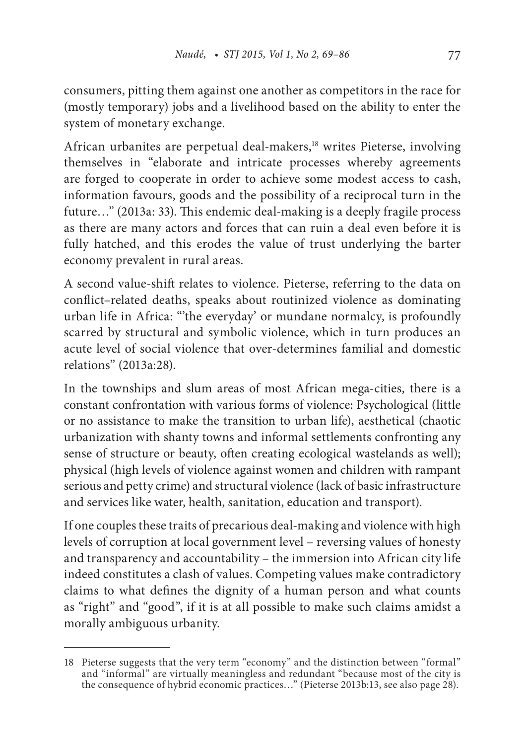consumers, pitting them against one another as competitors in the race for (mostly temporary) jobs and a livelihood based on the ability to enter the system of monetary exchange.

African urbanites are perpetual deal-makers,[18] writes Pieterse, involving themselves in "elaborate and intricate processes whereby agreements are forged to cooperate in order to achieve some modest access to cash, information favours, goods and the possibility of a reciprocal turn in the future…" (2013a: 33). This endemic deal-making is a deeply fragile process as there are many actors and forces that can ruin a deal even before it is fully hatched, and this erodes the value of trust underlying the barter economy prevalent in rural areas.

A second value-shift relates to violence. Pieterse, referring to the data on conflict–related deaths, speaks about routinized violence as dominating urban life in Africa: "'the everyday' or mundane normalcy, is profoundly scarred by structural and symbolic violence, which in turn produces an acute level of social violence that over-determines familial and domestic relations" (2013a:28).

In the townships and slum areas of most African mega-cities, there is a constant confrontation with various forms of violence: Psychological (little or no assistance to make the transition to urban life), aesthetical (chaotic urbanization with shanty towns and informal settlements confronting any sense of structure or beauty, often creating ecological wastelands as well); physical (high levels of violence against women and children with rampant serious and petty crime) and structural violence (lack of basic infrastructure and services like water, health, sanitation, education and transport).

If one couples these traits of precarious deal-making and violence with high levels of corruption at local government level – reversing values of honesty and transparency and accountability – the immersion into African city life indeed constitutes a clash of values. Competing values make contradictory claims to what defines the dignity of a human person and what counts as "right" and "good", if it is at all possible to make such claims amidst a morally ambiguous urbanity.

---

18 Pieterse suggests that the very term "economy" and the distinction between "formal" and "informal" are virtually meaningless and redundant "because most of the city is the consequence of hybrid economic practices…" (Pieterse 2013b:13, see also page 28).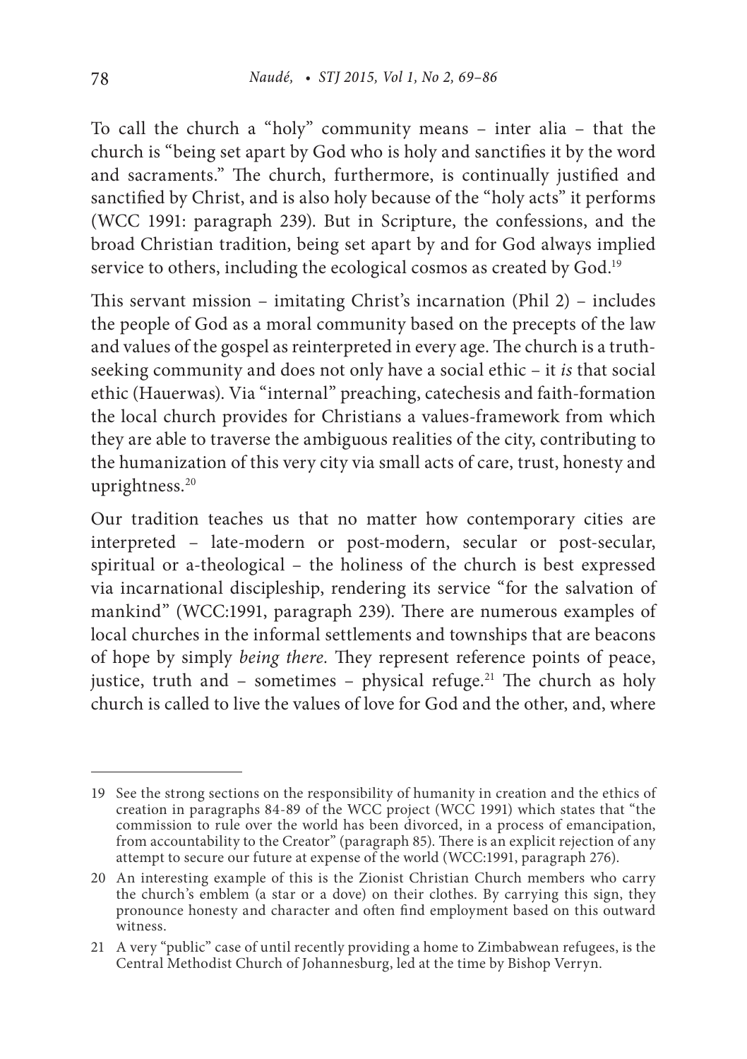To call the church a "holy" community means – inter alia – that the church is "being set apart by God who is holy and sanctifies it by the word and sacraments." The church, furthermore, is continually justified and sanctified by Christ, and is also holy because of the "holy acts" it performs (WCC 1991: paragraph 239). But in Scripture, the confessions, and the broad Christian tradition, being set apart by and for God always implied service to others, including the ecological cosmos as created by God.[19]

This servant mission – imitating Christ's incarnation (Phil 2) – includes the people of God as a moral community based on the precepts of the law and values of the gospel as reinterpreted in every age. The church is a truth-seeking community and does not only have a social ethic – it *is* that social ethic (Hauerwas). Via "internal" preaching, catechesis and faith-formation the local church provides for Christians a values-framework from which they are able to traverse the ambiguous realities of the city, contributing to the humanization of this very city via small acts of care, trust, honesty and uprightness.[20]

Our tradition teaches us that no matter how contemporary cities are interpreted – late-modern or post-modern, secular or post-secular, spiritual or a-theological – the holiness of the church is best expressed via incarnational discipleship, rendering its service "for the salvation of mankind" (WCC:1991, paragraph 239). There are numerous examples of local churches in the informal settlements and townships that are beacons of hope by simply *being there*. They represent reference points of peace, justice, truth and – sometimes – physical refuge.[21] The church as holy church is called to live the values of love for God and the other, and, where

---

19 See the strong sections on the responsibility of humanity in creation and the ethics of creation in paragraphs 84-89 of the WCC project (WCC 1991) which states that "the commission to rule over the world has been divorced, in a process of emancipation, from accountability to the Creator" (paragraph 85). There is an explicit rejection of any attempt to secure our future at expense of the world (WCC:1991, paragraph 276).

20 An interesting example of this is the Zionist Christian Church members who carry the church's emblem (a star or a dove) on their clothes. By carrying this sign, they pronounce honesty and character and often find employment based on this outward witness.

21 A very "public" case of until recently providing a home to Zimbabwean refugees, is the Central Methodist Church of Johannesburg, led at the time by Bishop Verryn.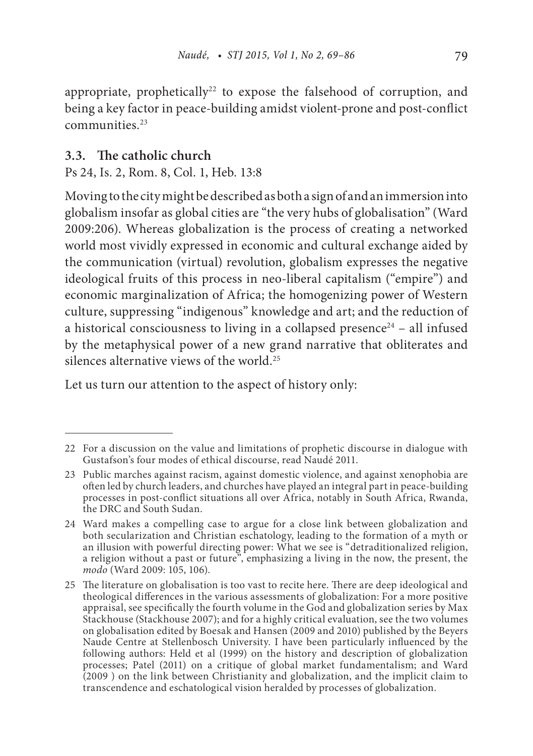appropriate, prophetically[22] to expose the falsehood of corruption, and being a key factor in peace-building amidst violent-prone and post-conflict communities.[23]

### 3.3. The catholic church

Ps 24, Is. 2, Rom. 8, Col. 1, Heb. 13:8

Moving to the city might be described as both a sign of and an immersion into globalism insofar as global cities are "the very hubs of globalisation" (Ward 2009:206). Whereas globalization is the process of creating a networked world most vividly expressed in economic and cultural exchange aided by the communication (virtual) revolution, globalism expresses the negative ideological fruits of this process in neo-liberal capitalism ("empire") and economic marginalization of Africa; the homogenizing power of Western culture, suppressing "indigenous" knowledge and art; and the reduction of a historical consciousness to living in a collapsed presence[24] – all infused by the metaphysical power of a new grand narrative that obliterates and silences alternative views of the world.[25]

Let us turn our attention to the aspect of history only:

---

22 For a discussion on the value and limitations of prophetic discourse in dialogue with Gustafson's four modes of ethical discourse, read Naudé 2011.

23 Public marches against racism, against domestic violence, and against xenophobia are often led by church leaders, and churches have played an integral part in peace-building processes in post-conflict situations all over Africa, notably in South Africa, Rwanda, the DRC and South Sudan.

24 Ward makes a compelling case to argue for a close link between globalization and both secularization and Christian eschatology, leading to the formation of a myth or an illusion with powerful directing power: What we see is "detraditionalized religion, a religion without a past or future", emphasizing a living in the now, the present, the *modo* (Ward 2009: 105, 106).

25 The literature on globalisation is too vast to recite here. There are deep ideological and theological differences in the various assessments of globalization: For a more positive appraisal, see specifically the fourth volume in the God and globalization series by Max Stackhouse (Stackhouse 2007); and for a highly critical evaluation, see the two volumes on globalisation edited by Boesak and Hansen (2009 and 2010) published by the Beyers Naude Centre at Stellenbosch University. I have been particularly influenced by the following authors: Held et al (1999) on the history and description of globalization processes; Patel (2011) on a critique of global market fundamentalism; and Ward (2009 ) on the link between Christianity and globalization, and the implicit claim to transcendence and eschatological vision heralded by processes of globalization.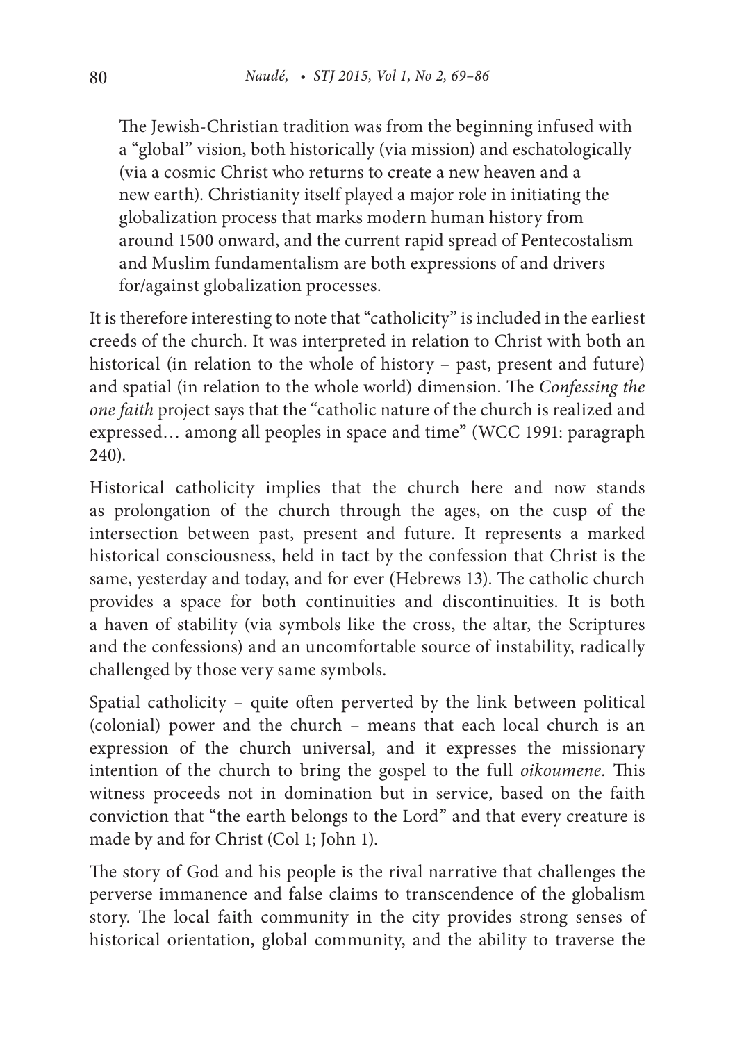> The Jewish-Christian tradition was from the beginning infused with a "global" vision, both historically (via mission) and eschatologically (via a cosmic Christ who returns to create a new heaven and a new earth). Christianity itself played a major role in initiating the globalization process that marks modern human history from around 1500 onward, and the current rapid spread of Pentecostalism and Muslim fundamentalism are both expressions of and drivers for/against globalization processes.

It is therefore interesting to note that "catholicity" is included in the earliest creeds of the church. It was interpreted in relation to Christ with both an historical (in relation to the whole of history – past, present and future) and spatial (in relation to the whole world) dimension. The *Confessing the one faith* project says that the "catholic nature of the church is realized and expressed… among all peoples in space and time" (WCC 1991: paragraph 240).

Historical catholicity implies that the church here and now stands as prolongation of the church through the ages, on the cusp of the intersection between past, present and future. It represents a marked historical consciousness, held in tact by the confession that Christ is the same, yesterday and today, and for ever (Hebrews 13). The catholic church provides a space for both continuities and discontinuities. It is both a haven of stability (via symbols like the cross, the altar, the Scriptures and the confessions) and an uncomfortable source of instability, radically challenged by those very same symbols.

Spatial catholicity – quite often perverted by the link between political (colonial) power and the church – means that each local church is an expression of the church universal, and it expresses the missionary intention of the church to bring the gospel to the full *oikoumene*. This witness proceeds not in domination but in service, based on the faith conviction that "the earth belongs to the Lord" and that every creature is made by and for Christ (Col 1; John 1).

The story of God and his people is the rival narrative that challenges the perverse immanence and false claims to transcendence of the globalism story. The local faith community in the city provides strong senses of historical orientation, global community, and the ability to traverse the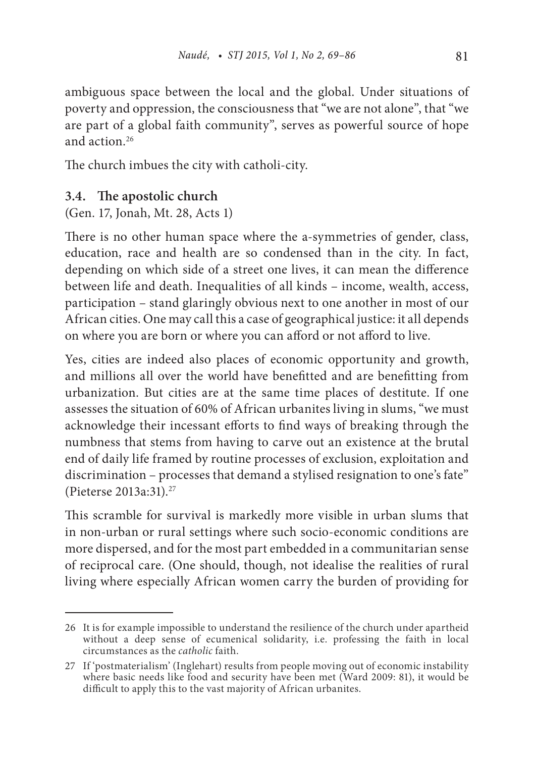ambiguous space between the local and the global. Under situations of poverty and oppression, the consciousness that "we are not alone", that "we are part of a global faith community", serves as powerful source of hope and action.[26]

The church imbues the city with catholi-city.

### 3.4. The apostolic church

(Gen. 17, Jonah, Mt. 28, Acts 1)

There is no other human space where the a-symmetries of gender, class, education, race and health are so condensed than in the city. In fact, depending on which side of a street one lives, it can mean the difference between life and death. Inequalities of all kinds – income, wealth, access, participation – stand glaringly obvious next to one another in most of our African cities. One may call this a case of geographical justice: it all depends on where you are born or where you can afford or not afford to live.

Yes, cities are indeed also places of economic opportunity and growth, and millions all over the world have benefitted and are benefitting from urbanization. But cities are at the same time places of destitute. If one assesses the situation of 60% of African urbanites living in slums, "we must acknowledge their incessant efforts to find ways of breaking through the numbness that stems from having to carve out an existence at the brutal end of daily life framed by routine processes of exclusion, exploitation and discrimination – processes that demand a stylised resignation to one's fate" (Pieterse 2013a:31).[27]

This scramble for survival is markedly more visible in urban slums that in non-urban or rural settings where such socio-economic conditions are more dispersed, and for the most part embedded in a communitarian sense of reciprocal care. (One should, though, not idealise the realities of rural living where especially African women carry the burden of providing for

---

26 It is for example impossible to understand the resilience of the church under apartheid without a deep sense of ecumenical solidarity, i.e. professing the faith in local circumstances as the *catholic* faith.

27 If 'postmaterialism' (Inglehart) results from people moving out of economic instability where basic needs like food and security have been met (Ward 2009: 81), it would be difficult to apply this to the vast majority of African urbanites.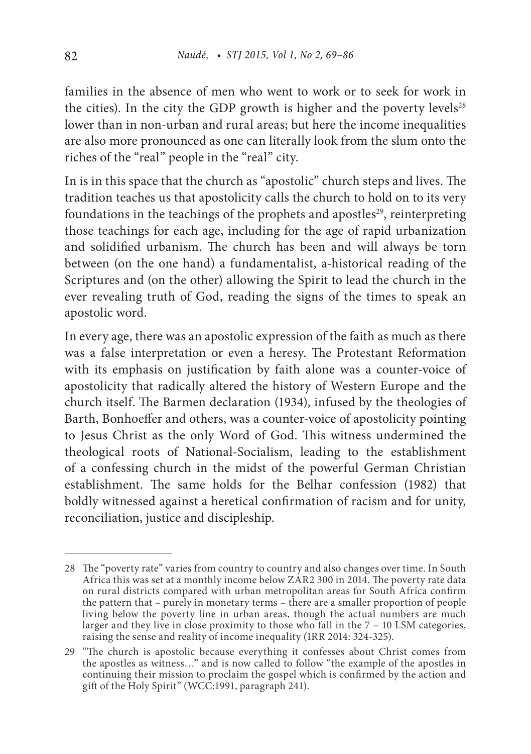families in the absence of men who went to work or to seek for work in the cities). In the city the GDP growth is higher and the poverty levels[28] lower than in non-urban and rural areas; but here the income inequalities are also more pronounced as one can literally look from the slum onto the riches of the "real" people in the "real" city.

In is in this space that the church as "apostolic" church steps and lives. The tradition teaches us that apostolicity calls the church to hold on to its very foundations in the teachings of the prophets and apostles[29], reinterpreting those teachings for each age, including for the age of rapid urbanization and solidified urbanism. The church has been and will always be torn between (on the one hand) a fundamentalist, a-historical reading of the Scriptures and (on the other) allowing the Spirit to lead the church in the ever revealing truth of God, reading the signs of the times to speak an apostolic word.

In every age, there was an apostolic expression of the faith as much as there was a false interpretation or even a heresy. The Protestant Reformation with its emphasis on justification by faith alone was a counter-voice of apostolicity that radically altered the history of Western Europe and the church itself. The Barmen declaration (1934), infused by the theologies of Barth, Bonhoeffer and others, was a counter-voice of apostolicity pointing to Jesus Christ as the only Word of God. This witness undermined the theological roots of National-Socialism, leading to the establishment of a confessing church in the midst of the powerful German Christian establishment. The same holds for the Belhar confession (1982) that boldly witnessed against a heretical confirmation of racism and for unity, reconciliation, justice and discipleship.

---

28 The "poverty rate" varies from country to country and also changes over time. In South Africa this was set at a monthly income below ZAR2 300 in 2014. The poverty rate data on rural districts compared with urban metropolitan areas for South Africa confirm the pattern that – purely in monetary terms – there are a smaller proportion of people living below the poverty line in urban areas, though the actual numbers are much larger and they live in close proximity to those who fall in the 7 – 10 LSM categories, raising the sense and reality of income inequality (IRR 2014: 324-325).

29 "The church is apostolic because everything it confesses about Christ comes from the apostles as witness…" and is now called to follow "the example of the apostles in continuing their mission to proclaim the gospel which is confirmed by the action and gift of the Holy Spirit" (WCC:1991, paragraph 241).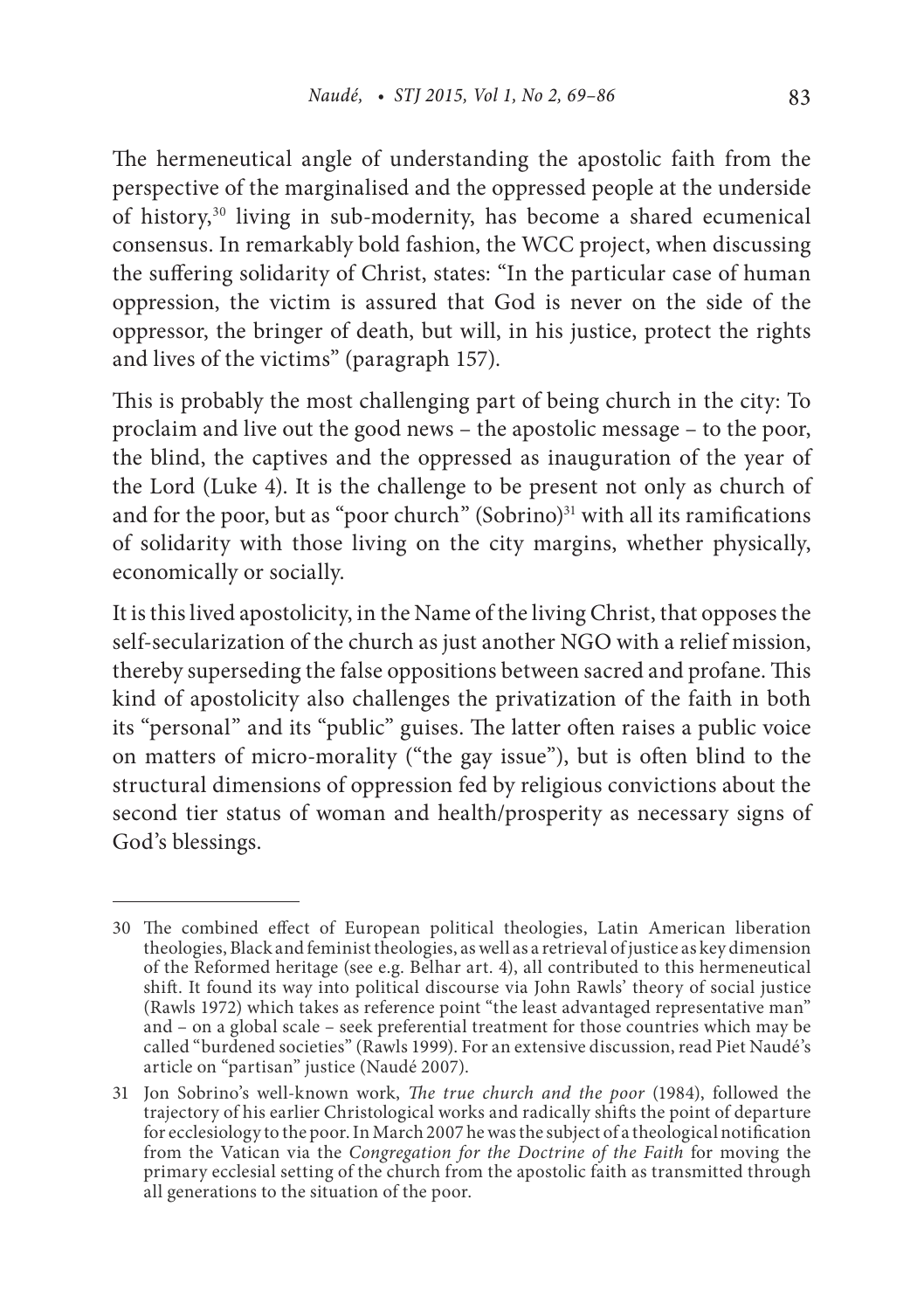The hermeneutical angle of understanding the apostolic faith from the perspective of the marginalised and the oppressed people at the underside of history,[30] living in sub-modernity, has become a shared ecumenical consensus. In remarkably bold fashion, the WCC project, when discussing the suffering solidarity of Christ, states: "In the particular case of human oppression, the victim is assured that God is never on the side of the oppressor, the bringer of death, but will, in his justice, protect the rights and lives of the victims" (paragraph 157).

This is probably the most challenging part of being church in the city: To proclaim and live out the good news – the apostolic message – to the poor, the blind, the captives and the oppressed as inauguration of the year of the Lord (Luke 4). It is the challenge to be present not only as church of and for the poor, but as "poor church" (Sobrino)[31] with all its ramifications of solidarity with those living on the city margins, whether physically, economically or socially.

It is this lived apostolicity, in the Name of the living Christ, that opposes the self-secularization of the church as just another NGO with a relief mission, thereby superseding the false oppositions between sacred and profane. This kind of apostolicity also challenges the privatization of the faith in both its "personal" and its "public" guises. The latter often raises a public voice on matters of micro-morality ("the gay issue"), but is often blind to the structural dimensions of oppression fed by religious convictions about the second tier status of woman and health/prosperity as necessary signs of God's blessings.

---

30 The combined effect of European political theologies, Latin American liberation theologies, Black and feminist theologies, as well as a retrieval of justice as key dimension of the Reformed heritage (see e.g. Belhar art. 4), all contributed to this hermeneutical shift. It found its way into political discourse via John Rawls' theory of social justice (Rawls 1972) which takes as reference point "the least advantaged representative man" and – on a global scale – seek preferential treatment for those countries which may be called "burdened societies" (Rawls 1999). For an extensive discussion, read Piet Naudé's article on "partisan" justice (Naudé 2007).

31 Jon Sobrino's well-known work, *The true church and the poor* (1984), followed the trajectory of his earlier Christological works and radically shifts the point of departure for ecclesiology to the poor. In March 2007 he was the subject of a theological notification from the Vatican via the *Congregation for the Doctrine of the Faith* for moving the primary ecclesial setting of the church from the apostolic faith as transmitted through all generations to the situation of the poor.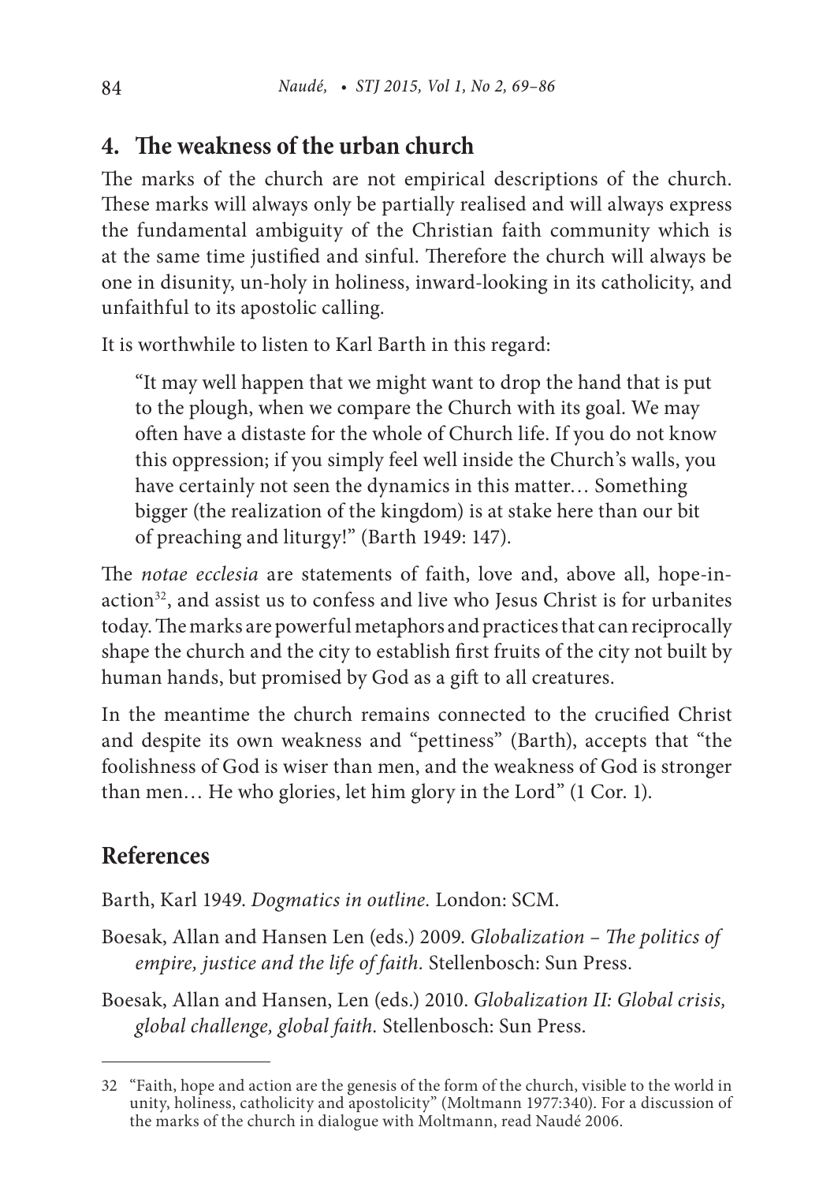## 4. The weakness of the urban church

The marks of the church are not empirical descriptions of the church. These marks will always only be partially realised and will always express the fundamental ambiguity of the Christian faith community which is at the same time justified and sinful. Therefore the church will always be one in disunity, un-holy in holiness, inward-looking in its catholicity, and unfaithful to its apostolic calling.

It is worthwhile to listen to Karl Barth in this regard:

> "It may well happen that we might want to drop the hand that is put to the plough, when we compare the Church with its goal. We may often have a distaste for the whole of Church life. If you do not know this oppression; if you simply feel well inside the Church's walls, you have certainly not seen the dynamics in this matter… Something bigger (the realization of the kingdom) is at stake here than our bit of preaching and liturgy!" (Barth 1949: 147).

The *notae ecclesia* are statements of faith, love and, above all, hope-in-action[32], and assist us to confess and live who Jesus Christ is for urbanites today. The marks are powerful metaphors and practices that can reciprocally shape the church and the city to establish first fruits of the city not built by human hands, but promised by God as a gift to all creatures.

In the meantime the church remains connected to the crucified Christ and despite its own weakness and "pettiness" (Barth), accepts that "the foolishness of God is wiser than men, and the weakness of God is stronger than men… He who glories, let him glory in the Lord" (1 Cor. 1).

## References

Barth, Karl 1949. *Dogmatics in outline.* London: SCM.

Boesak, Allan and Hansen Len (eds.) 2009. *Globalization – The politics of empire, justice and the life of faith.* Stellenbosch: Sun Press.

Boesak, Allan and Hansen, Len (eds.) 2010. *Globalization II: Global crisis, global challenge, global faith.* Stellenbosch: Sun Press.

---

32 "Faith, hope and action are the genesis of the form of the church, visible to the world in unity, holiness, catholicity and apostolicity" (Moltmann 1977:340). For a discussion of the marks of the church in dialogue with Moltmann, read Naudé 2006.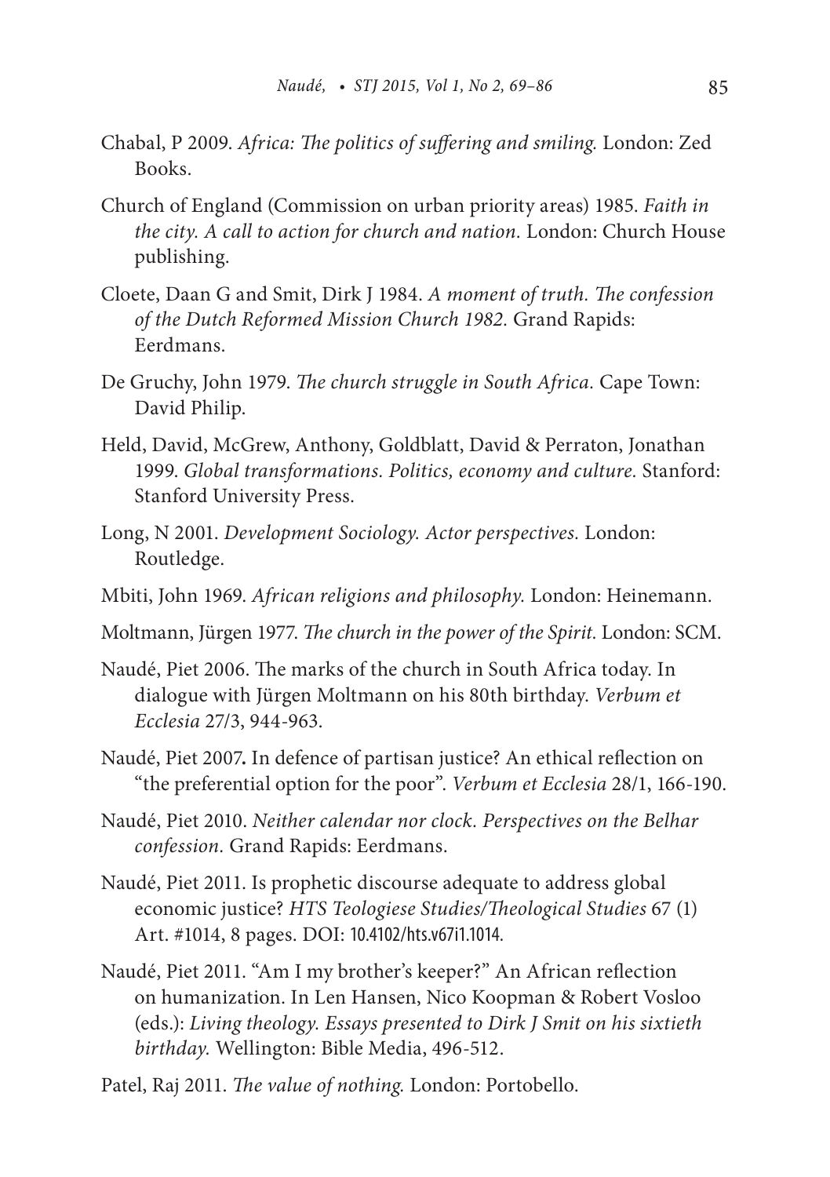Chabal, P 2009. *Africa: The politics of suffering and smiling.* London: Zed Books.

Church of England (Commission on urban priority areas) 1985. *Faith in the city. A call to action for church and nation.* London: Church House publishing.

Cloete, Daan G and Smit, Dirk J 1984. *A moment of truth. The confession of the Dutch Reformed Mission Church 1982.* Grand Rapids: Eerdmans.

De Gruchy, John 1979. *The church struggle in South Africa.* Cape Town: David Philip.

Held, David, McGrew, Anthony, Goldblatt, David & Perraton, Jonathan 1999. *Global transformations. Politics, economy and culture.* Stanford: Stanford University Press.

Long, N 2001. *Development Sociology. Actor perspectives.* London: Routledge.

Mbiti, John 1969. *African religions and philosophy.* London: Heinemann.

Moltmann, Jürgen 1977. *The church in the power of the Spirit.* London: SCM.

Naudé, Piet 2006. The marks of the church in South Africa today. In dialogue with Jürgen Moltmann on his 80th birthday. *Verbum et Ecclesia* 27/3, 944-963.

Naudé, Piet 2007**.** In defence of partisan justice? An ethical reflection on "the preferential option for the poor". *Verbum et Ecclesia* 28/1, 166-190.

Naudé, Piet 2010. *Neither calendar nor clock. Perspectives on the Belhar confession.* Grand Rapids: Eerdmans.

Naudé, Piet 2011. Is prophetic discourse adequate to address global economic justice? *HTS Teologiese Studies/Theological Studies* 67 (1) Art. #1014, 8 pages. DOI: 10.4102/hts.v67i1.1014.

Naudé, Piet 2011. "Am I my brother's keeper?" An African reflection on humanization. In Len Hansen, Nico Koopman & Robert Vosloo (eds.): *Living theology. Essays presented to Dirk J Smit on his sixtieth birthday.* Wellington: Bible Media, 496-512.

Patel, Raj 2011. *The value of nothing.* London: Portobello.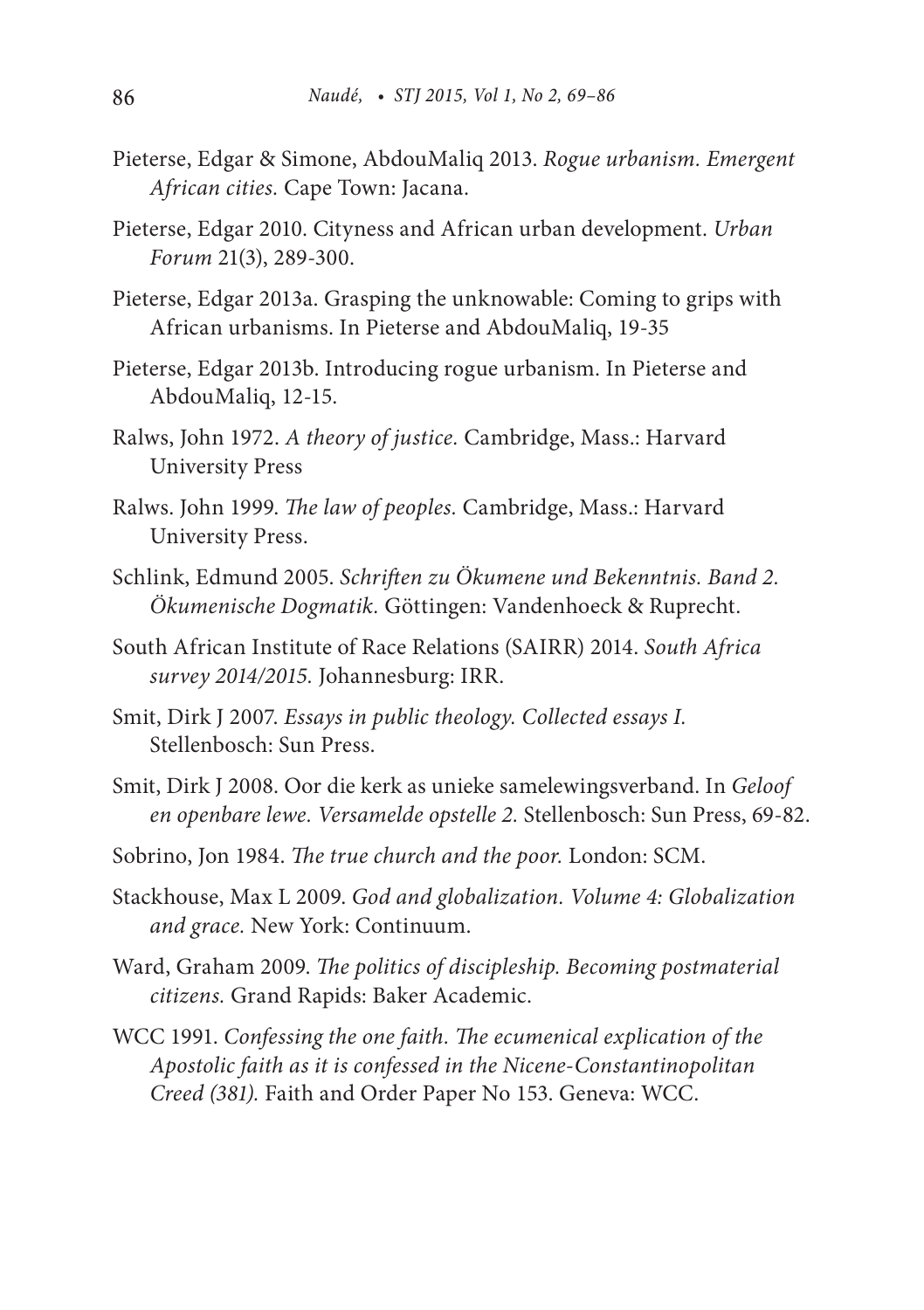Pieterse, Edgar & Simone, AbdouMaliq 2013. *Rogue urbanism. Emergent African cities.* Cape Town: Jacana.

Pieterse, Edgar 2010. Cityness and African urban development. *Urban Forum* 21(3), 289-300.

Pieterse, Edgar 2013a. Grasping the unknowable: Coming to grips with African urbanisms. In Pieterse and AbdouMaliq, 19-35

Pieterse, Edgar 2013b. Introducing rogue urbanism. In Pieterse and AbdouMaliq, 12-15.

Ralws, John 1972. *A theory of justice.* Cambridge, Mass.: Harvard University Press

Ralws. John 1999. *The law of peoples.* Cambridge, Mass.: Harvard University Press.

Schlink, Edmund 2005. *Schriften zu Ökumene und Bekenntnis. Band 2. Ökumenische Dogmatik.* Göttingen: Vandenhoeck & Ruprecht.

South African Institute of Race Relations (SAIRR) 2014. *South Africa survey 2014/2015.* Johannesburg: IRR.

Smit, Dirk J 2007. *Essays in public theology. Collected essays I.* Stellenbosch: Sun Press.

Smit, Dirk J 2008. Oor die kerk as unieke samelewingsverband. In *Geloof en openbare lewe. Versamelde opstelle 2.* Stellenbosch: Sun Press, 69-82.

Sobrino, Jon 1984. *The true church and the poor.* London: SCM.

Stackhouse, Max L 2009. *God and globalization. Volume 4: Globalization and grace.* New York: Continuum.

Ward, Graham 2009. *The politics of discipleship. Becoming postmaterial citizens.* Grand Rapids: Baker Academic.

WCC 1991. *Confessing the one faith. The ecumenical explication of the Apostolic faith as it is confessed in the Nicene-Constantinopolitan Creed (381).* Faith and Order Paper No 153. Geneva: WCC.